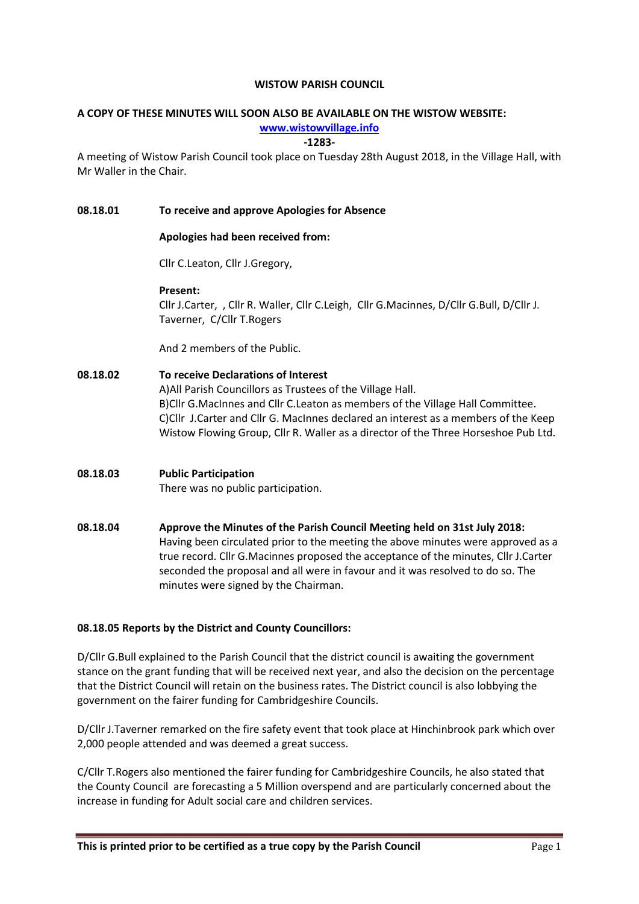**WISTOW PARISH COUNCIL**

**A COPY OF THESE MINUTES WILL SOON ALSO BE AVAILABLE ON THE WISTOW WEBSITE:**
**[www.wistowvillage.info](http://www.wistowvillage.info)**

**-1283-**

A meeting of Wistow Parish Council took place on Tuesday 28th August 2018, in the Village Hall, with Mr Waller in the Chair.

**08.18.01 To receive and approve Apologies for Absence**

**Apologies had been received from:**

Cllr C.Leaton, Cllr J.Gregory,

**Present:**
Cllr J.Carter, , Cllr R. Waller, Cllr C.Leigh, Cllr G.Macinnes, D/Cllr G.Bull, D/Cllr J. Taverner, C/Cllr T.Rogers

And 2 members of the Public.

**08.18.02 To receive Declarations of Interest**

A)All Parish Councillors as Trustees of the Village Hall.
B)Cllr G.MacInnes and Cllr C.Leaton as members of the Village Hall Committee.
C)Cllr J.Carter and Cllr G. MacInnes declared an interest as a members of the Keep Wistow Flowing Group, Cllr R. Waller as a director of the Three Horseshoe Pub Ltd.

**08.18.03 Public Participation**

There was no public participation.

**08.18.04 Approve the Minutes of the Parish Council Meeting held on 31st July 2018:**

Having been circulated prior to the meeting the above minutes were approved as a true record. Cllr G.Macinnes proposed the acceptance of the minutes, Cllr J.Carter seconded the proposal and all were in favour and it was resolved to do so. The minutes were signed by the Chairman.

**08.18.05 Reports by the District and County Councillors:**

D/Cllr G.Bull explained to the Parish Council that the district council is awaiting the government stance on the grant funding that will be received next year, and also the decision on the percentage that the District Council will retain on the business rates. The District council is also lobbying the government on the fairer funding for Cambridgeshire Councils.

D/Cllr J.Taverner remarked on the fire safety event that took place at Hinchinbrook park which over 2,000 people attended and was deemed a great success.

C/Cllr T.Rogers also mentioned the fairer funding for Cambridgeshire Councils, he also stated that the County Council are forecasting a 5 Million overspend and are particularly concerned about the increase in funding for Adult social care and children services.

**This is printed prior to be certified as a true copy by the Parish Council**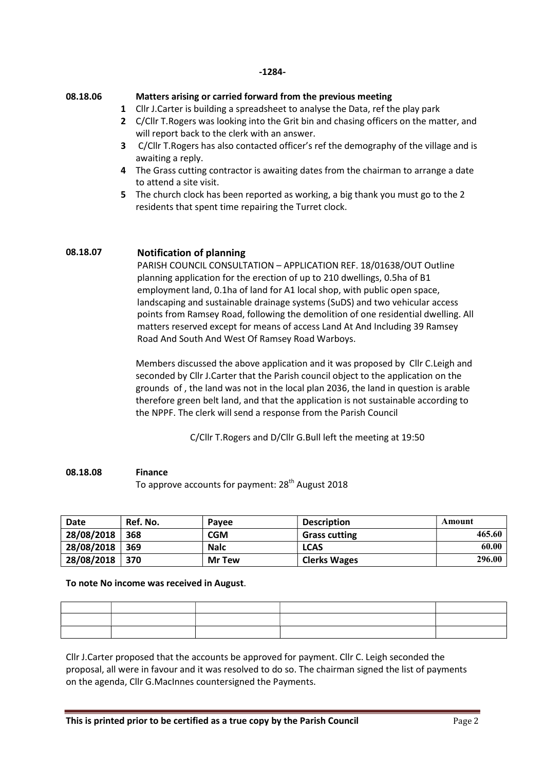-1284-

**08.18.06 Matters arising or carried forward from the previous meeting**

1. Cllr J.Carter is building a spreadsheet to analyse the Data, ref the play park
2. C/Cllr T.Rogers was looking into the Grit bin and chasing officers on the matter, and will report back to the clerk with an answer.
3. C/Cllr T.Rogers has also contacted officer's ref the demography of the village and is awaiting a reply.
4. The Grass cutting contractor is awaiting dates from the chairman to arrange a date to attend a site visit.
5. The church clock has been reported as working, a big thank you must go to the 2 residents that spent time repairing the Turret clock.

**08.18.07 Notification of planning**

PARISH COUNCIL CONSULTATION – APPLICATION REF. 18/01638/OUT Outline planning application for the erection of up to 210 dwellings, 0.5ha of B1 employment land, 0.1ha of land for A1 local shop, with public open space, landscaping and sustainable drainage systems (SuDS) and two vehicular access points from Ramsey Road, following the demolition of one residential dwelling. All matters reserved except for means of access Land At And Including 39 Ramsey Road And South And West Of Ramsey Road Warboys.

Members discussed the above application and it was proposed by Cllr C.Leigh and seconded by Cllr J.Carter that the Parish council object to the application on the grounds of , the land was not in the local plan 2036, the land in question is arable therefore green belt land, and that the application is not sustainable according to the NPPF. The clerk will send a response from the Parish Council

C/Cllr T.Rogers and D/Cllr G.Bull left the meeting at 19:50

**08.18.08 Finance**

To approve accounts for payment: 28th August 2018

| Date | Ref. No. | Payee | Description | Amount |
|---|---|---|---|---|
| 28/08/2018 | 368 | CGM | Grass cutting | 465.60 |
| 28/08/2018 | 369 | Nalc | LCAS | 60.00 |
| 28/08/2018 | 370 | Mr Tew | Clerks Wages | 296.00 |

**To note No income was received in August**.

| | | | | |
|---|---|---|---|---|
| | | | | |
| | | | | |
| | | | | |

Cllr J.Carter proposed that the accounts be approved for payment. Cllr C. Leigh seconded the proposal, all were in favour and it was resolved to do so. The chairman signed the list of payments on the agenda, Cllr G.MacInnes countersigned the Payments.

**This is printed prior to be certified as a true copy by the Parish Council**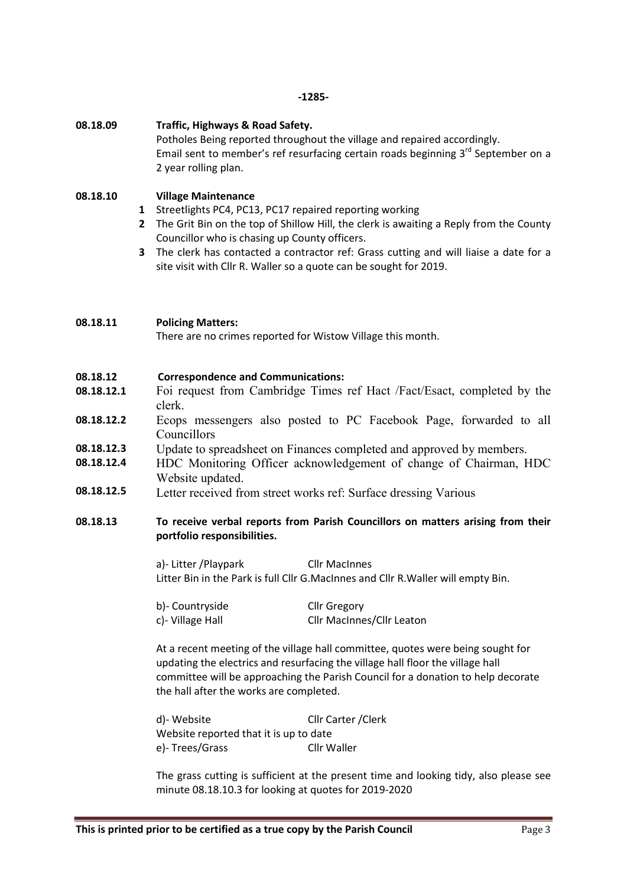-1285-

**08.18.09 Traffic, Highways & Road Safety.**

Potholes Being reported throughout the village and repaired accordingly.
Email sent to member's ref resurfacing certain roads beginning 3rd September on a 2 year rolling plan.

**08.18.10 Village Maintenance**

1. Streetlights PC4, PC13, PC17 repaired reporting working
2. The Grit Bin on the top of Shillow Hill, the clerk is awaiting a Reply from the County Councillor who is chasing up County officers.
3. The clerk has contacted a contractor ref: Grass cutting and will liaise a date for a site visit with Cllr R. Waller so a quote can be sought for 2019.

**08.18.11 Policing Matters:**

There are no crimes reported for Wistow Village this month.

**08.18.12 Correspondence and Communications:**

**08.18.12.1** Foi request from Cambridge Times ref Hact /Fact/Esact, completed by the clerk.

**08.18.12.2** Ecops messengers also posted to PC Facebook Page, forwarded to all Councillors

**08.18.12.3** Update to spreadsheet on Finances completed and approved by members.

**08.18.12.4** HDC Monitoring Officer acknowledgement of change of Chairman, HDC Website updated.

**08.18.12.5** Letter received from street works ref: Surface dressing Various

**08.18.13 To receive verbal reports from Parish Councillors on matters arising from their portfolio responsibilities.**

a)- Litter /Playpark — Cllr MacInnes
Litter Bin in the Park is full Cllr G.MacInnes and Cllr R.Waller will empty Bin.

b)- Countryside — Cllr Gregory
c)- Village Hall — Cllr MacInnes/Cllr Leaton

At a recent meeting of the village hall committee, quotes were being sought for updating the electrics and resurfacing the village hall floor the village hall committee will be approaching the Parish Council for a donation to help decorate the hall after the works are completed.

d)- Website — Cllr Carter /Clerk
Website reported that it is up to date
e)- Trees/Grass — Cllr Waller

The grass cutting is sufficient at the present time and looking tidy, also please see minute 08.18.10.3 for looking at quotes for 2019-2020

**This is printed prior to be certified as a true copy by the Parish Council**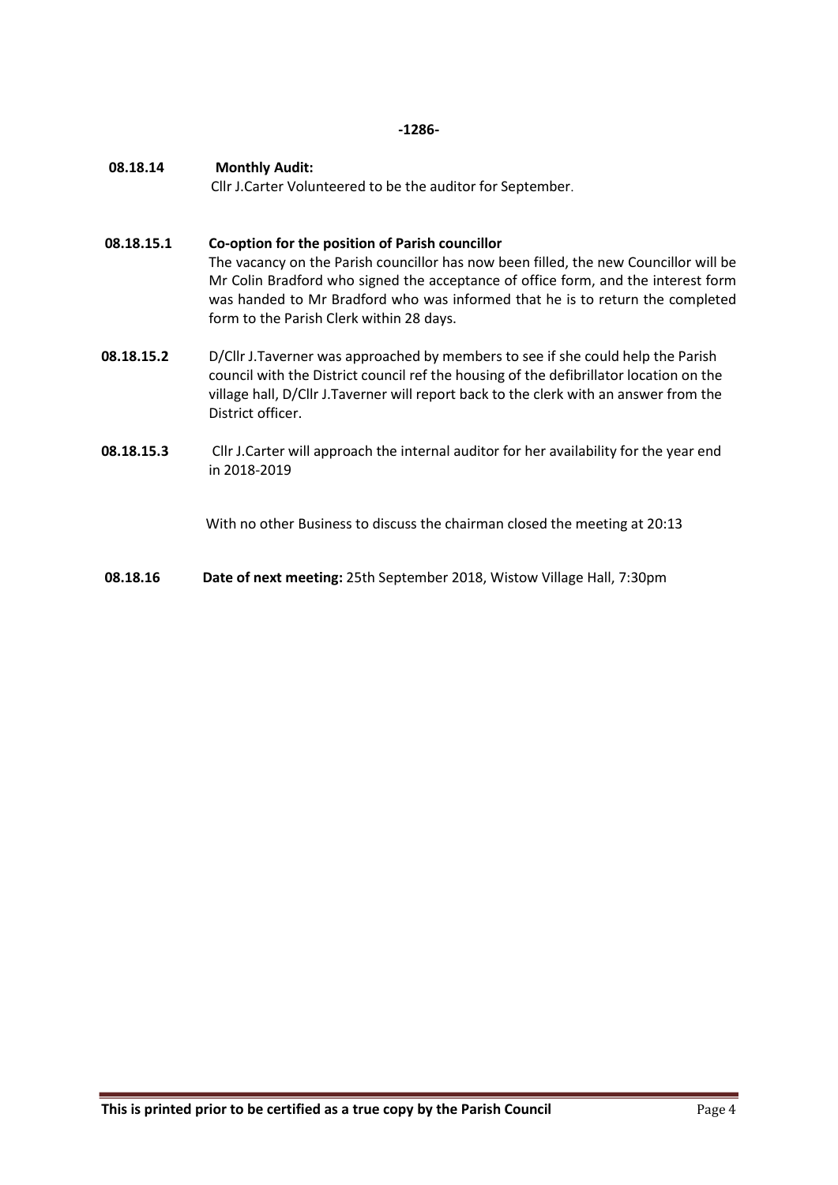**-1286-**

**08.18.14 Monthly Audit:**

Cllr J.Carter Volunteered to be the auditor for September.

**08.18.15.1 Co-option for the position of Parish councillor**

The vacancy on the Parish councillor has now been filled, the new Councillor will be Mr Colin Bradford who signed the acceptance of office form, and the interest form was handed to Mr Bradford who was informed that he is to return the completed form to the Parish Clerk within 28 days.

**08.18.15.2** D/Cllr J.Taverner was approached by members to see if she could help the Parish council with the District council ref the housing of the defibrillator location on the village hall, D/Cllr J.Taverner will report back to the clerk with an answer from the District officer.

**08.18.15.3** Cllr J.Carter will approach the internal auditor for her availability for the year end in 2018-2019

With no other Business to discuss the chairman closed the meeting at 20:13

**08.18.16 Date of next meeting:** 25th September 2018, Wistow Village Hall, 7:30pm

**This is printed prior to be certified as a true copy by the Parish Council**